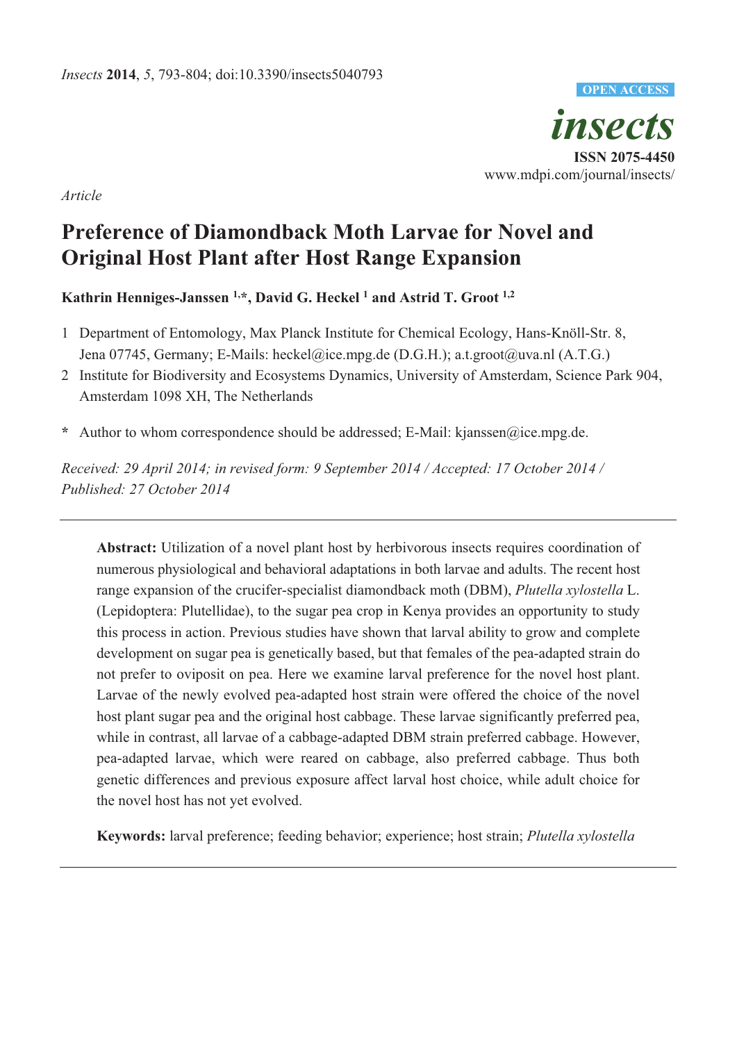*Insects* **2014**, *5*, 793-804; doi:10.3390/insects5040793

OPEN ACCESS

*insects*

**ISSN 2075-4450**

www.mdpi.com/journal/insects/

*Article*

# Preference of Diamondback Moth Larvae for Novel and Original Host Plant after Host Range Expansion

**Kathrin Henniges-Janssen [1,*], David G. Heckel [1] and Astrid T. Groot [1,2]**

1. Department of Entomology, Max Planck Institute for Chemical Ecology, Hans-Knöll-Str. 8, Jena 07745, Germany; E-Mails: heckel@ice.mpg.de (D.G.H.); a.t.groot@uva.nl (A.T.G.)
2. Institute for Biodiversity and Ecosystems Dynamics, University of Amsterdam, Science Park 904, Amsterdam 1098 XH, The Netherlands

\* Author to whom correspondence should be addressed; E-Mail: kjanssen@ice.mpg.de.

*Received: 29 April 2014; in revised form: 9 September 2014 / Accepted: 17 October 2014 / Published: 27 October 2014*

---

**Abstract:** Utilization of a novel plant host by herbivorous insects requires coordination of numerous physiological and behavioral adaptations in both larvae and adults. The recent host range expansion of the crucifer-specialist diamondback moth (DBM), *Plutella xylostella* L. (Lepidoptera: Plutellidae), to the sugar pea crop in Kenya provides an opportunity to study this process in action. Previous studies have shown that larval ability to grow and complete development on sugar pea is genetically based, but that females of the pea-adapted strain do not prefer to oviposit on pea. Here we examine larval preference for the novel host plant. Larvae of the newly evolved pea-adapted host strain were offered the choice of the novel host plant sugar pea and the original host cabbage. These larvae significantly preferred pea, while in contrast, all larvae of a cabbage-adapted DBM strain preferred cabbage. However, pea-adapted larvae, which were reared on cabbage, also preferred cabbage. Thus both genetic differences and previous exposure affect larval host choice, while adult choice for the novel host has not yet evolved.

**Keywords:** larval preference; feeding behavior; experience; host strain; *Plutella xylostella*

---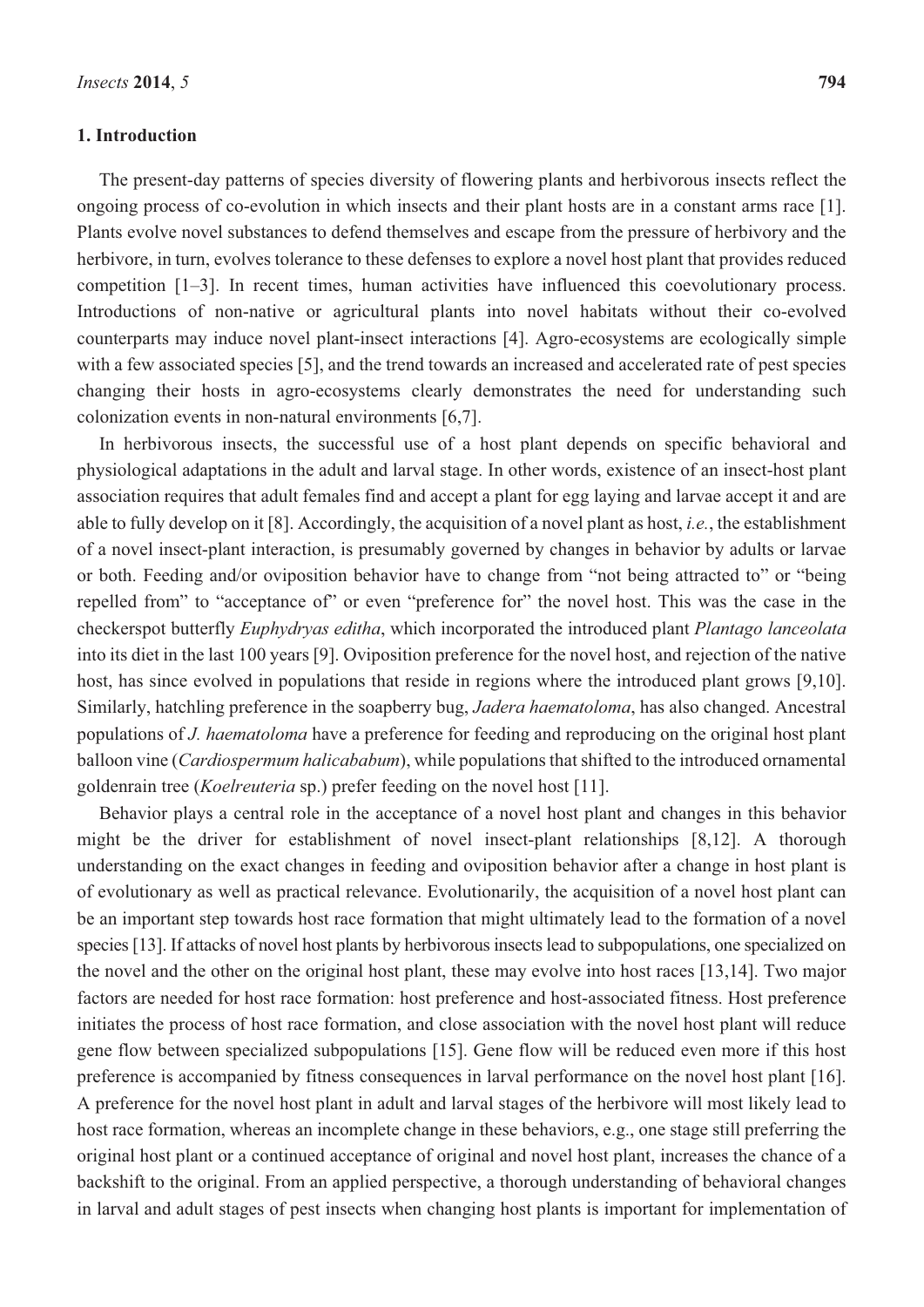## 1. Introduction

The present-day patterns of species diversity of flowering plants and herbivorous insects reflect the ongoing process of co-evolution in which insects and their plant hosts are in a constant arms race [1]. Plants evolve novel substances to defend themselves and escape from the pressure of herbivory and the herbivore, in turn, evolves tolerance to these defenses to explore a novel host plant that provides reduced competition [1–3]. In recent times, human activities have influenced this coevolutionary process. Introductions of non-native or agricultural plants into novel habitats without their co-evolved counterparts may induce novel plant-insect interactions [4]. Agro-ecosystems are ecologically simple with a few associated species [5], and the trend towards an increased and accelerated rate of pest species changing their hosts in agro-ecosystems clearly demonstrates the need for understanding such colonization events in non-natural environments [6,7].

In herbivorous insects, the successful use of a host plant depends on specific behavioral and physiological adaptations in the adult and larval stage. In other words, existence of an insect-host plant association requires that adult females find and accept a plant for egg laying and larvae accept it and are able to fully develop on it [8]. Accordingly, the acquisition of a novel plant as host, *i.e.*, the establishment of a novel insect-plant interaction, is presumably governed by changes in behavior by adults or larvae or both. Feeding and/or oviposition behavior have to change from "not being attracted to" or "being repelled from" to "acceptance of" or even "preference for" the novel host. This was the case in the checkerspot butterfly *Euphydryas editha*, which incorporated the introduced plant *Plantago lanceolata* into its diet in the last 100 years [9]. Oviposition preference for the novel host, and rejection of the native host, has since evolved in populations that reside in regions where the introduced plant grows [9,10]. Similarly, hatchling preference in the soapberry bug, *Jadera haematoloma*, has also changed. Ancestral populations of *J. haematoloma* have a preference for feeding and reproducing on the original host plant balloon vine (*Cardiospermum halicababum*), while populations that shifted to the introduced ornamental goldenrain tree (*Koelreuteria* sp.) prefer feeding on the novel host [11].

Behavior plays a central role in the acceptance of a novel host plant and changes in this behavior might be the driver for establishment of novel insect-plant relationships [8,12]. A thorough understanding on the exact changes in feeding and oviposition behavior after a change in host plant is of evolutionary as well as practical relevance. Evolutionarily, the acquisition of a novel host plant can be an important step towards host race formation that might ultimately lead to the formation of a novel species [13]. If attacks of novel host plants by herbivorous insects lead to subpopulations, one specialized on the novel and the other on the original host plant, these may evolve into host races [13,14]. Two major factors are needed for host race formation: host preference and host-associated fitness. Host preference initiates the process of host race formation, and close association with the novel host plant will reduce gene flow between specialized subpopulations [15]. Gene flow will be reduced even more if this host preference is accompanied by fitness consequences in larval performance on the novel host plant [16]. A preference for the novel host plant in adult and larval stages of the herbivore will most likely lead to host race formation, whereas an incomplete change in these behaviors, e.g., one stage still preferring the original host plant or a continued acceptance of original and novel host plant, increases the chance of a backshift to the original. From an applied perspective, a thorough understanding of behavioral changes in larval and adult stages of pest insects when changing host plants is important for implementation of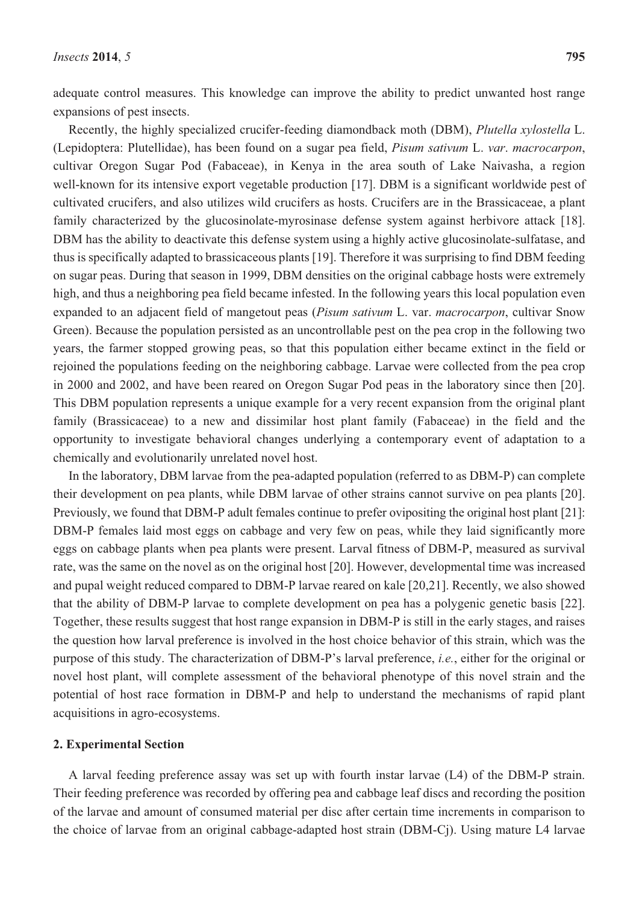adequate control measures. This knowledge can improve the ability to predict unwanted host range expansions of pest insects.

Recently, the highly specialized crucifer-feeding diamondback moth (DBM), *Plutella xylostella* L. (Lepidoptera: Plutellidae), has been found on a sugar pea field, *Pisum sativum* L. *var*. *macrocarpon*, cultivar Oregon Sugar Pod (Fabaceae), in Kenya in the area south of Lake Naivasha, a region well-known for its intensive export vegetable production [17]. DBM is a significant worldwide pest of cultivated crucifers, and also utilizes wild crucifers as hosts. Crucifers are in the Brassicaceae, a plant family characterized by the glucosinolate-myrosinase defense system against herbivore attack [18]. DBM has the ability to deactivate this defense system using a highly active glucosinolate-sulfatase, and thus is specifically adapted to brassicaceous plants [19]. Therefore it was surprising to find DBM feeding on sugar peas. During that season in 1999, DBM densities on the original cabbage hosts were extremely high, and thus a neighboring pea field became infested. In the following years this local population even expanded to an adjacent field of mangetout peas (*Pisum sativum* L. var. *macrocarpon*, cultivar Snow Green). Because the population persisted as an uncontrollable pest on the pea crop in the following two years, the farmer stopped growing peas, so that this population either became extinct in the field or rejoined the populations feeding on the neighboring cabbage. Larvae were collected from the pea crop in 2000 and 2002, and have been reared on Oregon Sugar Pod peas in the laboratory since then [20]. This DBM population represents a unique example for a very recent expansion from the original plant family (Brassicaceae) to a new and dissimilar host plant family (Fabaceae) in the field and the opportunity to investigate behavioral changes underlying a contemporary event of adaptation to a chemically and evolutionarily unrelated novel host.

In the laboratory, DBM larvae from the pea-adapted population (referred to as DBM-P) can complete their development on pea plants, while DBM larvae of other strains cannot survive on pea plants [20]. Previously, we found that DBM-P adult females continue to prefer ovipositing the original host plant [21]: DBM-P females laid most eggs on cabbage and very few on peas, while they laid significantly more eggs on cabbage plants when pea plants were present. Larval fitness of DBM-P, measured as survival rate, was the same on the novel as on the original host [20]. However, developmental time was increased and pupal weight reduced compared to DBM-P larvae reared on kale [20,21]. Recently, we also showed that the ability of DBM-P larvae to complete development on pea has a polygenic genetic basis [22]. Together, these results suggest that host range expansion in DBM-P is still in the early stages, and raises the question how larval preference is involved in the host choice behavior of this strain, which was the purpose of this study. The characterization of DBM-P's larval preference, *i.e.*, either for the original or novel host plant, will complete assessment of the behavioral phenotype of this novel strain and the potential of host race formation in DBM-P and help to understand the mechanisms of rapid plant acquisitions in agro-ecosystems.

## 2. Experimental Section

A larval feeding preference assay was set up with fourth instar larvae (L4) of the DBM-P strain. Their feeding preference was recorded by offering pea and cabbage leaf discs and recording the position of the larvae and amount of consumed material per disc after certain time increments in comparison to the choice of larvae from an original cabbage-adapted host strain (DBM-Cj). Using mature L4 larvae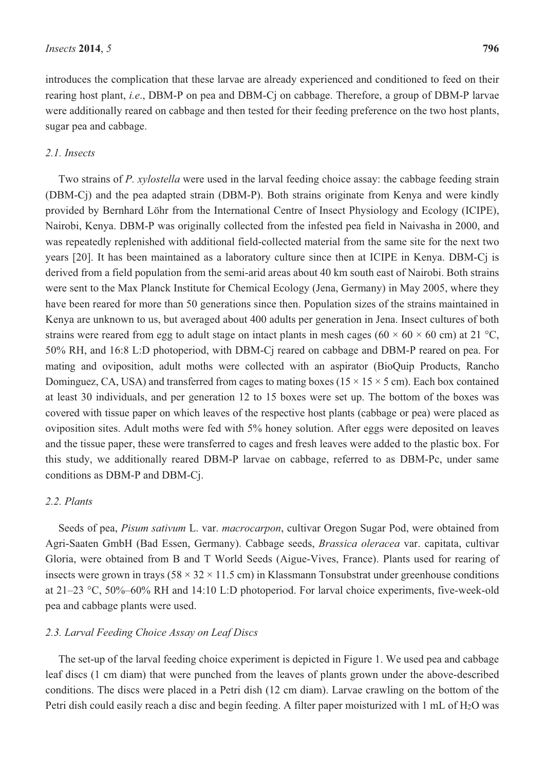introduces the complication that these larvae are already experienced and conditioned to feed on their rearing host plant, *i.e*., DBM-P on pea and DBM-Cj on cabbage. Therefore, a group of DBM-P larvae were additionally reared on cabbage and then tested for their feeding preference on the two host plants, sugar pea and cabbage.

### 2.1. Insects

Two strains of *P. xylostella* were used in the larval feeding choice assay: the cabbage feeding strain (DBM-Cj) and the pea adapted strain (DBM-P). Both strains originate from Kenya and were kindly provided by Bernhard Löhr from the International Centre of Insect Physiology and Ecology (ICIPE), Nairobi, Kenya. DBM-P was originally collected from the infested pea field in Naivasha in 2000, and was repeatedly replenished with additional field-collected material from the same site for the next two years [20]. It has been maintained as a laboratory culture since then at ICIPE in Kenya. DBM-Cj is derived from a field population from the semi-arid areas about 40 km south east of Nairobi. Both strains were sent to the Max Planck Institute for Chemical Ecology (Jena, Germany) in May 2005, where they have been reared for more than 50 generations since then. Population sizes of the strains maintained in Kenya are unknown to us, but averaged about 400 adults per generation in Jena. Insect cultures of both strains were reared from egg to adult stage on intact plants in mesh cages (60 × 60 × 60 cm) at 21 °C, 50% RH, and 16:8 L:D photoperiod, with DBM-Cj reared on cabbage and DBM-P reared on pea. For mating and oviposition, adult moths were collected with an aspirator (BioQuip Products, Rancho Dominguez, CA, USA) and transferred from cages to mating boxes (15 × 15 × 5 cm). Each box contained at least 30 individuals, and per generation 12 to 15 boxes were set up. The bottom of the boxes was covered with tissue paper on which leaves of the respective host plants (cabbage or pea) were placed as oviposition sites. Adult moths were fed with 5% honey solution. After eggs were deposited on leaves and the tissue paper, these were transferred to cages and fresh leaves were added to the plastic box. For this study, we additionally reared DBM-P larvae on cabbage, referred to as DBM-Pc, under same conditions as DBM-P and DBM-Cj.

### 2.2. Plants

Seeds of pea, *Pisum sativum* L. var. *macrocarpon*, cultivar Oregon Sugar Pod, were obtained from Agri-Saaten GmbH (Bad Essen, Germany). Cabbage seeds, *Brassica oleracea* var. capitata, cultivar Gloria, were obtained from B and T World Seeds (Aigue-Vives, France). Plants used for rearing of insects were grown in trays (58 × 32 × 11.5 cm) in Klassmann Tonsubstrat under greenhouse conditions at 21–23 °C, 50%–60% RH and 14:10 L:D photoperiod. For larval choice experiments, five-week-old pea and cabbage plants were used.

### 2.3. Larval Feeding Choice Assay on Leaf Discs

The set-up of the larval feeding choice experiment is depicted in Figure 1. We used pea and cabbage leaf discs (1 cm diam) that were punched from the leaves of plants grown under the above-described conditions. The discs were placed in a Petri dish (12 cm diam). Larvae crawling on the bottom of the Petri dish could easily reach a disc and begin feeding. A filter paper moisturized with 1 mL of $H_2O$ was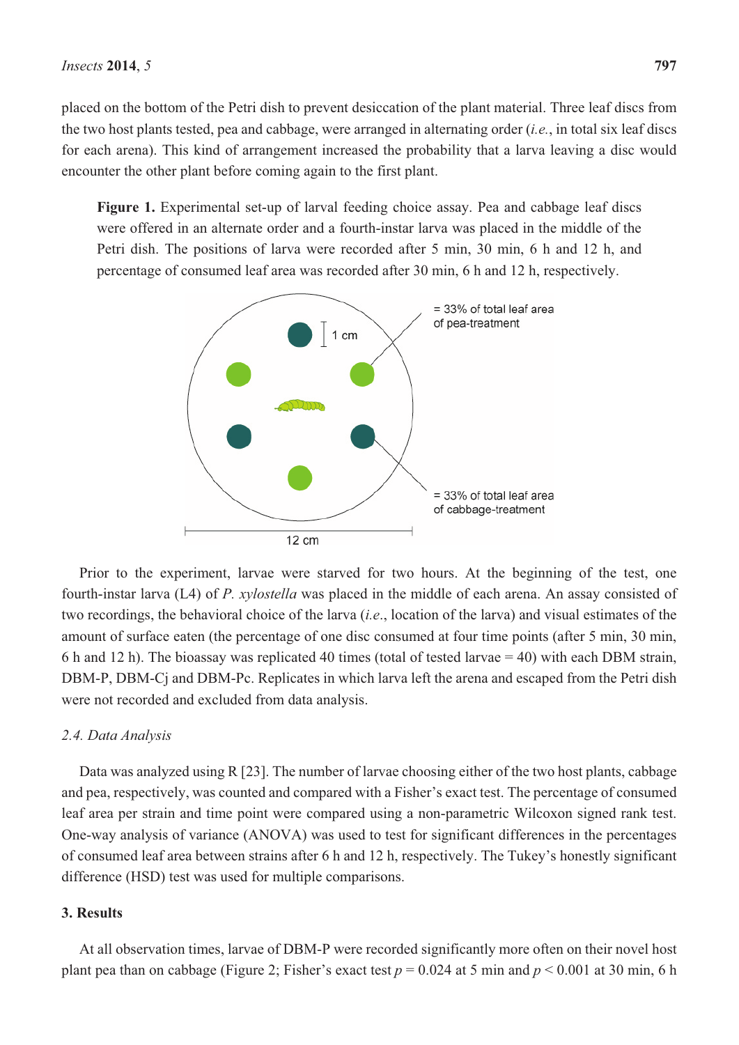placed on the bottom of the Petri dish to prevent desiccation of the plant material. Three leaf discs from the two host plants tested, pea and cabbage, were arranged in alternating order (*i.e.*, in total six leaf discs for each arena). This kind of arrangement increased the probability that a larva leaving a disc would encounter the other plant before coming again to the first plant.

**Figure 1.** Experimental set-up of larval feeding choice assay. Pea and cabbage leaf discs were offered in an alternate order and a fourth-instar larva was placed in the middle of the Petri dish. The positions of larva were recorded after 5 min, 30 min, 6 h and 12 h, and percentage of consumed leaf area was recorded after 30 min, 6 h and 12 h, respectively.

= 33% of total leaf area of pea-treatment

1 cm

= 33% of total leaf area of cabbage-treatment

12 cm

Prior to the experiment, larvae were starved for two hours. At the beginning of the test, one fourth-instar larva (L4) of *P. xylostella* was placed in the middle of each arena. An assay consisted of two recordings, the behavioral choice of the larva (*i.e.*, location of the larva) and visual estimates of the amount of surface eaten (the percentage of one disc consumed at four time points (after 5 min, 30 min, 6 h and 12 h). The bioassay was replicated 40 times (total of tested larvae = 40) with each DBM strain, DBM-P, DBM-Cj and DBM-Pc. Replicates in which larva left the arena and escaped from the Petri dish were not recorded and excluded from data analysis.

### *2.4. Data Analysis*

Data was analyzed using R [23]. The number of larvae choosing either of the two host plants, cabbage and pea, respectively, was counted and compared with a Fisher's exact test. The percentage of consumed leaf area per strain and time point were compared using a non-parametric Wilcoxon signed rank test. One-way analysis of variance (ANOVA) was used to test for significant differences in the percentages of consumed leaf area between strains after 6 h and 12 h, respectively. The Tukey's honestly significant difference (HSD) test was used for multiple comparisons.

## 3. Results

At all observation times, larvae of DBM-P were recorded significantly more often on their novel host plant pea than on cabbage (Figure 2; Fisher's exact test $p = 0.024$ at 5 min and $p < 0.001$ at 30 min, 6 h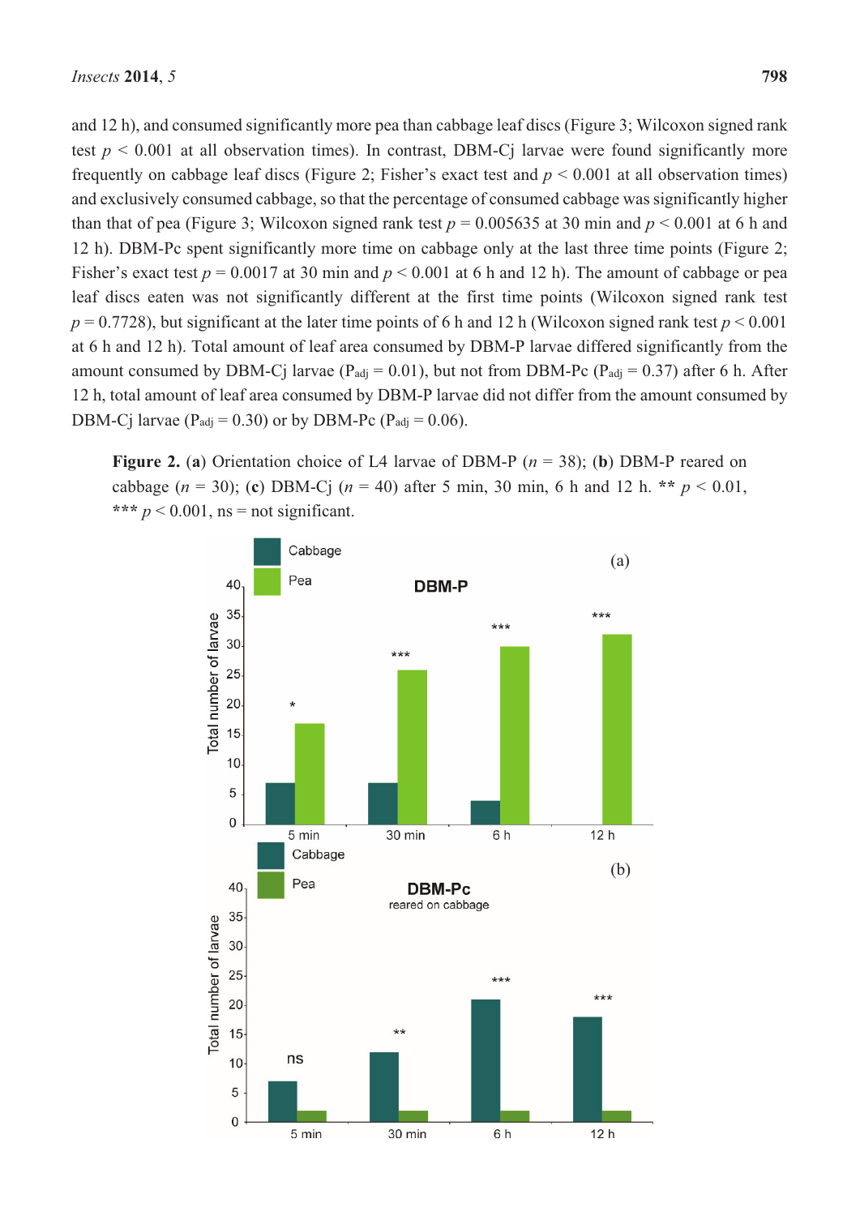and 12 h), and consumed significantly more pea than cabbage leaf discs (Figure 3; Wilcoxon signed rank test $p < 0.001$ at all observation times). In contrast, DBM-Cj larvae were found significantly more frequently on cabbage leaf discs (Figure 2; Fisher's exact test and $p < 0.001$ at all observation times) and exclusively consumed cabbage, so that the percentage of consumed cabbage was significantly higher than that of pea (Figure 3; Wilcoxon signed rank test $p = 0.005635$ at 30 min and $p < 0.001$ at 6 h and 12 h). DBM-Pc spent significantly more time on cabbage only at the last three time points (Figure 2; Fisher's exact test $p = 0.0017$ at 30 min and $p < 0.001$ at 6 h and 12 h). The amount of cabbage or pea leaf discs eaten was not significantly different at the first time points (Wilcoxon signed rank test $p = 0.7728$), but significant at the later time points of 6 h and 12 h (Wilcoxon signed rank test $p < 0.001$ at 6 h and 12 h). Total amount of leaf area consumed by DBM-P larvae differed significantly from the amount consumed by DBM-Cj larvae ($P_{adj} = 0.01$), but not from DBM-Pc ($P_{adj} = 0.37$) after 6 h. After 12 h, total amount of leaf area consumed by DBM-P larvae did not differ from the amount consumed by DBM-Cj larvae ($P_{adj} = 0.30$) or by DBM-Pc ($P_{adj} = 0.06$).

**Figure 2.** (**a**) Orientation choice of L4 larvae of DBM-P ($n = 38$); (**b**) DBM-P reared on cabbage ($n = 30$); (**c**) DBM-Cj ($n = 40$) after 5 min, 30 min, 6 h and 12 h. ** $p < 0.01$, *** $p < 0.001$, ns = not significant.

(a)
DBM-P
Cabbage
Pea
Total number of larvae
0 5 10 15 20 25 30 35 40
5 min: *
30 min: ***
6 h: ***
12 h: ***

(b)
DBM-Pc
reared on cabbage
Cabbage
Pea
Total number of larvae
0 5 10 15 20 25 30 35 40
5 min: ns
30 min: **
6 h: ***
12 h: ***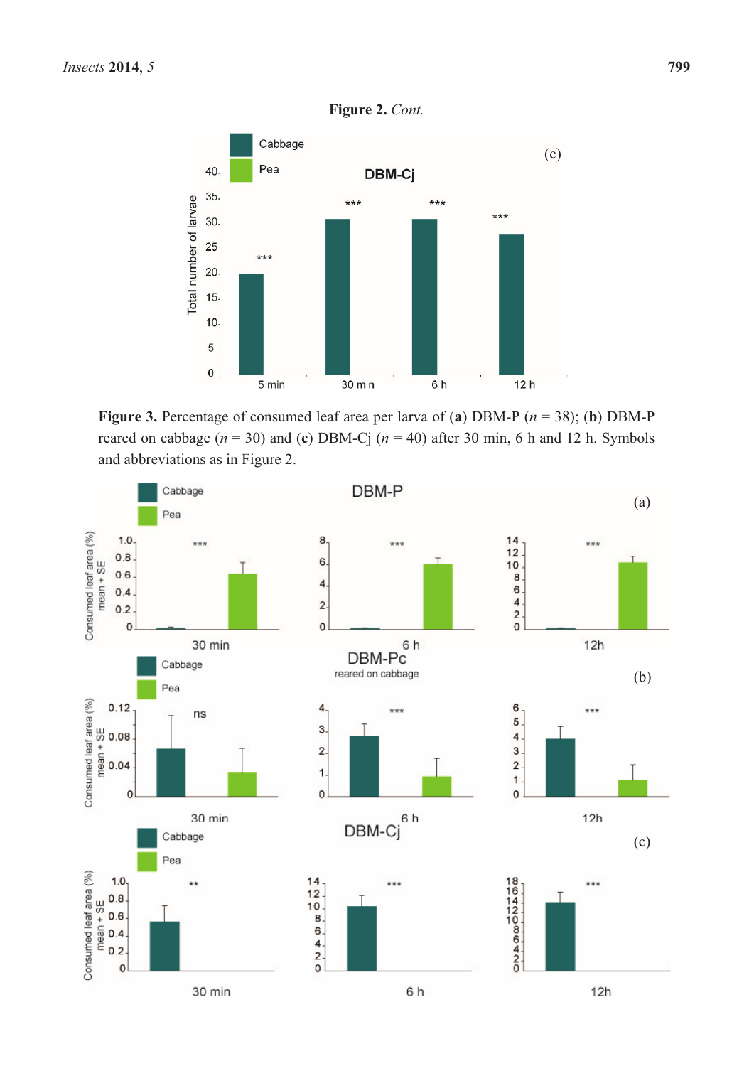**Figure 2.** *Cont.*

(c)

DBM-Cj

Cabbage
Pea

Total number of larvae

40
35
30
25
20
15
10
5
0

***
***
***
***

5 min
30 min
6 h
12 h

**Figure 3.** Percentage of consumed leaf area per larva of (**a**) DBM-P (*n* = 38); (**b**) DBM-P reared on cabbage (*n* = 30) and (**c**) DBM-Cj (*n* = 40) after 30 min, 6 h and 12 h. Symbols and abbreviations as in Figure 2.

DBM-P

(a)

Cabbage
Pea

Consumed leaf area (%) mean + SE

1.0
0.8
0.6
0.4
0.2
0

***

30 min

8
6
4
2
0

***

6 h

14
12
10
8
6
4
2
0

***

12h

DBM-Pc
reared on cabbage

(b)

Cabbage
Pea

Consumed leaf area (%) mean + SE

0.12
0.08
0.04
0

ns

30 min

4
3
2
1
0

***

6 h

6
5
4
3
2
1
0

***

12h

DBM-Cj

(c)

Cabbage
Pea

Consumed leaf area (%) mean + SE

1.0
0.8
0.6
0.4
0.2
0

**

30 min

14
12
10
8
6
4
2
0

***

6 h

18
16
14
12
10
8
6
4
2
0

***

12h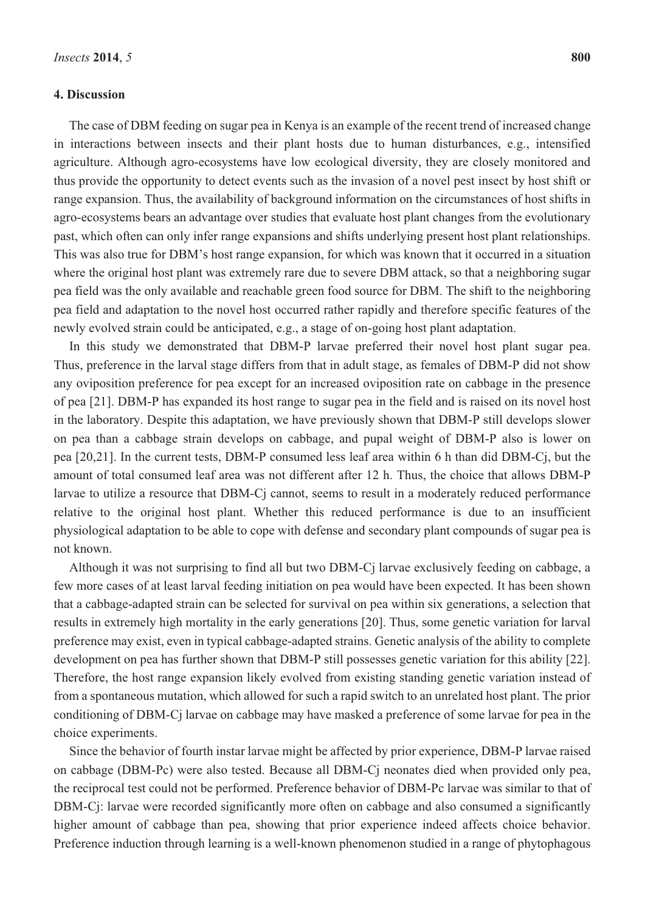## 4. Discussion

The case of DBM feeding on sugar pea in Kenya is an example of the recent trend of increased change in interactions between insects and their plant hosts due to human disturbances, e.g., intensified agriculture. Although agro-ecosystems have low ecological diversity, they are closely monitored and thus provide the opportunity to detect events such as the invasion of a novel pest insect by host shift or range expansion. Thus, the availability of background information on the circumstances of host shifts in agro-ecosystems bears an advantage over studies that evaluate host plant changes from the evolutionary past, which often can only infer range expansions and shifts underlying present host plant relationships. This was also true for DBM's host range expansion, for which was known that it occurred in a situation where the original host plant was extremely rare due to severe DBM attack, so that a neighboring sugar pea field was the only available and reachable green food source for DBM. The shift to the neighboring pea field and adaptation to the novel host occurred rather rapidly and therefore specific features of the newly evolved strain could be anticipated, e.g., a stage of on-going host plant adaptation.

In this study we demonstrated that DBM-P larvae preferred their novel host plant sugar pea. Thus, preference in the larval stage differs from that in adult stage, as females of DBM-P did not show any oviposition preference for pea except for an increased oviposition rate on cabbage in the presence of pea [21]. DBM-P has expanded its host range to sugar pea in the field and is raised on its novel host in the laboratory. Despite this adaptation, we have previously shown that DBM-P still develops slower on pea than a cabbage strain develops on cabbage, and pupal weight of DBM-P also is lower on pea [20,21]. In the current tests, DBM-P consumed less leaf area within 6 h than did DBM-Cj, but the amount of total consumed leaf area was not different after 12 h. Thus, the choice that allows DBM-P larvae to utilize a resource that DBM-Cj cannot, seems to result in a moderately reduced performance relative to the original host plant. Whether this reduced performance is due to an insufficient physiological adaptation to be able to cope with defense and secondary plant compounds of sugar pea is not known.

Although it was not surprising to find all but two DBM-Cj larvae exclusively feeding on cabbage, a few more cases of at least larval feeding initiation on pea would have been expected. It has been shown that a cabbage-adapted strain can be selected for survival on pea within six generations, a selection that results in extremely high mortality in the early generations [20]. Thus, some genetic variation for larval preference may exist, even in typical cabbage-adapted strains. Genetic analysis of the ability to complete development on pea has further shown that DBM-P still possesses genetic variation for this ability [22]. Therefore, the host range expansion likely evolved from existing standing genetic variation instead of from a spontaneous mutation, which allowed for such a rapid switch to an unrelated host plant. The prior conditioning of DBM-Cj larvae on cabbage may have masked a preference of some larvae for pea in the choice experiments.

Since the behavior of fourth instar larvae might be affected by prior experience, DBM-P larvae raised on cabbage (DBM-Pc) were also tested. Because all DBM-Cj neonates died when provided only pea, the reciprocal test could not be performed. Preference behavior of DBM-Pc larvae was similar to that of DBM-Cj: larvae were recorded significantly more often on cabbage and also consumed a significantly higher amount of cabbage than pea, showing that prior experience indeed affects choice behavior. Preference induction through learning is a well-known phenomenon studied in a range of phytophagous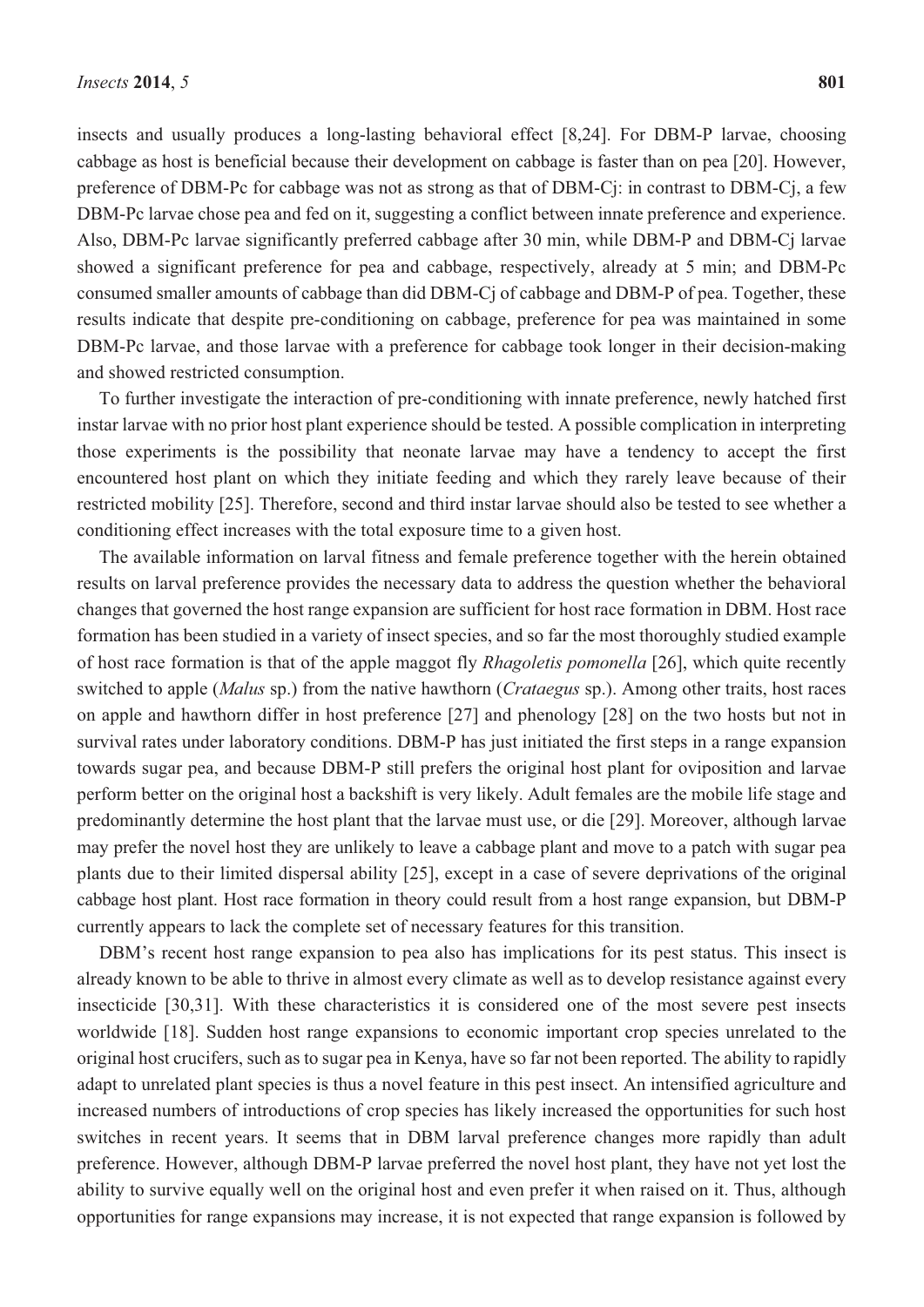insects and usually produces a long-lasting behavioral effect [8,24]. For DBM-P larvae, choosing cabbage as host is beneficial because their development on cabbage is faster than on pea [20]. However, preference of DBM-Pc for cabbage was not as strong as that of DBM-Cj: in contrast to DBM-Cj, a few DBM-Pc larvae chose pea and fed on it, suggesting a conflict between innate preference and experience. Also, DBM-Pc larvae significantly preferred cabbage after 30 min, while DBM-P and DBM-Cj larvae showed a significant preference for pea and cabbage, respectively, already at 5 min; and DBM-Pc consumed smaller amounts of cabbage than did DBM-Cj of cabbage and DBM-P of pea. Together, these results indicate that despite pre-conditioning on cabbage, preference for pea was maintained in some DBM-Pc larvae, and those larvae with a preference for cabbage took longer in their decision-making and showed restricted consumption.

To further investigate the interaction of pre-conditioning with innate preference, newly hatched first instar larvae with no prior host plant experience should be tested. A possible complication in interpreting those experiments is the possibility that neonate larvae may have a tendency to accept the first encountered host plant on which they initiate feeding and which they rarely leave because of their restricted mobility [25]. Therefore, second and third instar larvae should also be tested to see whether a conditioning effect increases with the total exposure time to a given host.

The available information on larval fitness and female preference together with the herein obtained results on larval preference provides the necessary data to address the question whether the behavioral changes that governed the host range expansion are sufficient for host race formation in DBM. Host race formation has been studied in a variety of insect species, and so far the most thoroughly studied example of host race formation is that of the apple maggot fly *Rhagoletis pomonella* [26], which quite recently switched to apple (*Malus* sp.) from the native hawthorn (*Crataegus* sp.). Among other traits, host races on apple and hawthorn differ in host preference [27] and phenology [28] on the two hosts but not in survival rates under laboratory conditions. DBM-P has just initiated the first steps in a range expansion towards sugar pea, and because DBM-P still prefers the original host plant for oviposition and larvae perform better on the original host a backshift is very likely. Adult females are the mobile life stage and predominantly determine the host plant that the larvae must use, or die [29]. Moreover, although larvae may prefer the novel host they are unlikely to leave a cabbage plant and move to a patch with sugar pea plants due to their limited dispersal ability [25], except in a case of severe deprivations of the original cabbage host plant. Host race formation in theory could result from a host range expansion, but DBM-P currently appears to lack the complete set of necessary features for this transition.

DBM's recent host range expansion to pea also has implications for its pest status. This insect is already known to be able to thrive in almost every climate as well as to develop resistance against every insecticide [30,31]. With these characteristics it is considered one of the most severe pest insects worldwide [18]. Sudden host range expansions to economic important crop species unrelated to the original host crucifers, such as to sugar pea in Kenya, have so far not been reported. The ability to rapidly adapt to unrelated plant species is thus a novel feature in this pest insect. An intensified agriculture and increased numbers of introductions of crop species has likely increased the opportunities for such host switches in recent years. It seems that in DBM larval preference changes more rapidly than adult preference. However, although DBM-P larvae preferred the novel host plant, they have not yet lost the ability to survive equally well on the original host and even prefer it when raised on it. Thus, although opportunities for range expansions may increase, it is not expected that range expansion is followed by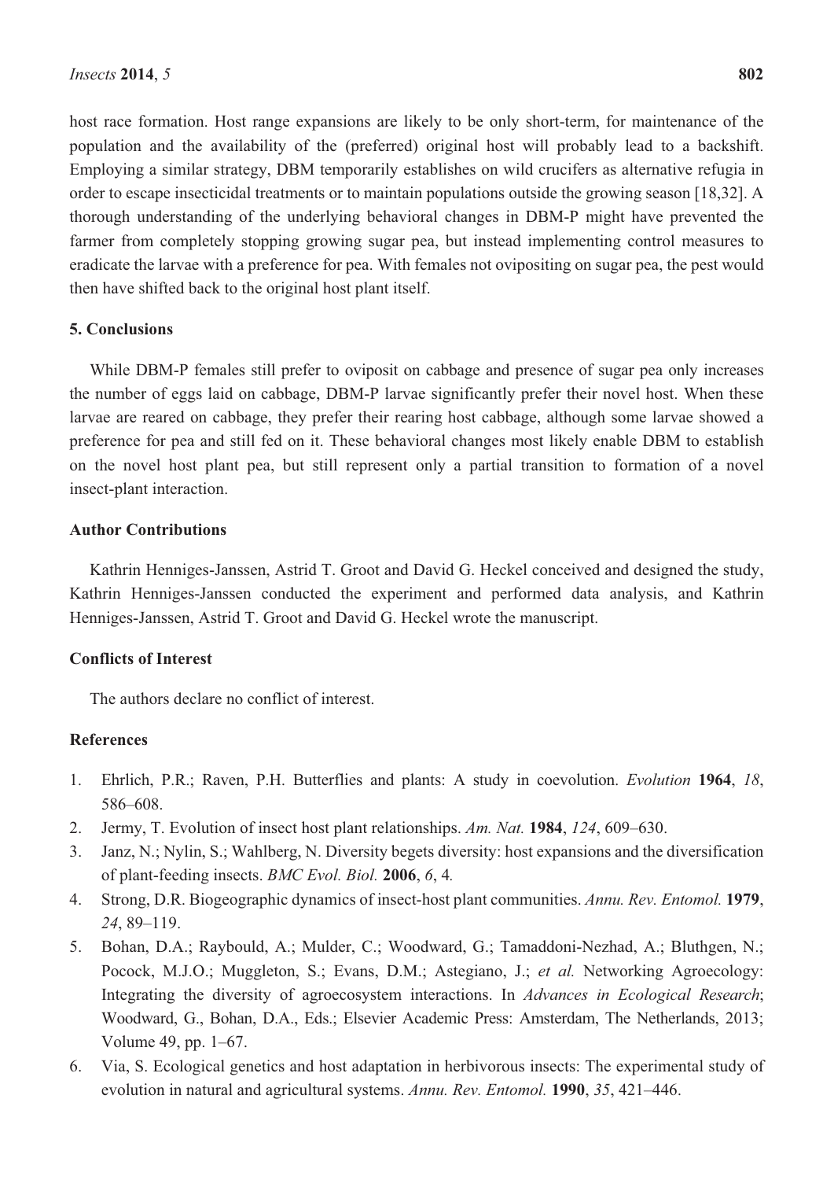host race formation. Host range expansions are likely to be only short-term, for maintenance of the population and the availability of the (preferred) original host will probably lead to a backshift. Employing a similar strategy, DBM temporarily establishes on wild crucifers as alternative refugia in order to escape insecticidal treatments or to maintain populations outside the growing season [18,32]. A thorough understanding of the underlying behavioral changes in DBM-P might have prevented the farmer from completely stopping growing sugar pea, but instead implementing control measures to eradicate the larvae with a preference for pea. With females not ovipositing on sugar pea, the pest would then have shifted back to the original host plant itself.

## 5. Conclusions

While DBM-P females still prefer to oviposit on cabbage and presence of sugar pea only increases the number of eggs laid on cabbage, DBM-P larvae significantly prefer their novel host. When these larvae are reared on cabbage, they prefer their rearing host cabbage, although some larvae showed a preference for pea and still fed on it. These behavioral changes most likely enable DBM to establish on the novel host plant pea, but still represent only a partial transition to formation of a novel insect-plant interaction.

## Author Contributions

Kathrin Henniges-Janssen, Astrid T. Groot and David G. Heckel conceived and designed the study, Kathrin Henniges-Janssen conducted the experiment and performed data analysis, and Kathrin Henniges-Janssen, Astrid T. Groot and David G. Heckel wrote the manuscript.

## Conflicts of Interest

The authors declare no conflict of interest.

## References

1. Ehrlich, P.R.; Raven, P.H. Butterflies and plants: A study in coevolution. *Evolution* **1964**, *18*, 586–608.
2. Jermy, T. Evolution of insect host plant relationships. *Am. Nat.* **1984**, *124*, 609–630.
3. Janz, N.; Nylin, S.; Wahlberg, N. Diversity begets diversity: host expansions and the diversification of plant-feeding insects. *BMC Evol. Biol.* **2006**, *6*, 4.
4. Strong, D.R. Biogeographic dynamics of insect-host plant communities. *Annu. Rev. Entomol.* **1979**, *24*, 89–119.
5. Bohan, D.A.; Raybould, A.; Mulder, C.; Woodward, G.; Tamaddoni-Nezhad, A.; Bluthgen, N.; Pocock, M.J.O.; Muggleton, S.; Evans, D.M.; Astegiano, J.; *et al.* Networking Agroecology: Integrating the diversity of agroecosystem interactions. In *Advances in Ecological Research*; Woodward, G., Bohan, D.A., Eds.; Elsevier Academic Press: Amsterdam, The Netherlands, 2013; Volume 49, pp. 1–67.
6. Via, S. Ecological genetics and host adaptation in herbivorous insects: The experimental study of evolution in natural and agricultural systems. *Annu. Rev. Entomol.* **1990**, *35*, 421–446.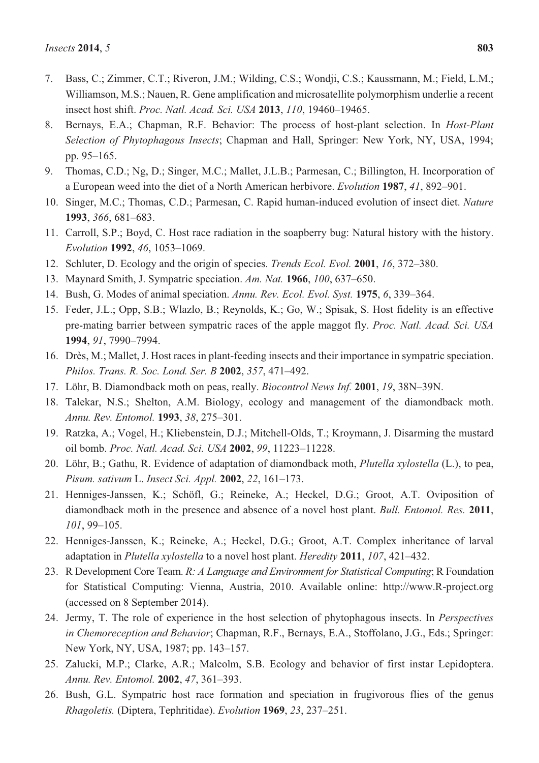7. Bass, C.; Zimmer, C.T.; Riveron, J.M.; Wilding, C.S.; Wondji, C.S.; Kaussmann, M.; Field, L.M.; Williamson, M.S.; Nauen, R. Gene amplification and microsatellite polymorphism underlie a recent insect host shift. *Proc. Natl. Acad. Sci. USA* **2013**, *110*, 19460–19465.
8. Bernays, E.A.; Chapman, R.F. Behavior: The process of host-plant selection. In *Host-Plant Selection of Phytophagous Insects*; Chapman and Hall, Springer: New York, NY, USA, 1994; pp. 95–165.
9. Thomas, C.D.; Ng, D.; Singer, M.C.; Mallet, J.L.B.; Parmesan, C.; Billington, H. Incorporation of a European weed into the diet of a North American herbivore. *Evolution* **1987**, *41*, 892–901.
10. Singer, M.C.; Thomas, C.D.; Parmesan, C. Rapid human-induced evolution of insect diet. *Nature* **1993**, *366*, 681–683.
11. Carroll, S.P.; Boyd, C. Host race radiation in the soapberry bug: Natural history with the history. *Evolution* **1992**, *46*, 1053–1069.
12. Schluter, D. Ecology and the origin of species. *Trends Ecol. Evol.* **2001**, *16*, 372–380.
13. Maynard Smith, J. Sympatric speciation. *Am. Nat.* **1966**, *100*, 637–650.
14. Bush, G. Modes of animal speciation. *Annu. Rev. Ecol. Evol. Syst.* **1975**, *6*, 339–364.
15. Feder, J.L.; Opp, S.B.; Wlazlo, B.; Reynolds, K.; Go, W.; Spisak, S. Host fidelity is an effective pre-mating barrier between sympatric races of the apple maggot fly. *Proc. Natl. Acad. Sci. USA* **1994**, *91*, 7990–7994.
16. Drès, M.; Mallet, J. Host races in plant-feeding insects and their importance in sympatric speciation. *Philos. Trans. R. Soc. Lond. Ser. B* **2002**, *357*, 471–492.
17. Löhr, B. Diamondback moth on peas, really. *Biocontrol News Inf.* **2001**, *19*, 38N–39N.
18. Talekar, N.S.; Shelton, A.M. Biology, ecology and management of the diamondback moth. *Annu. Rev. Entomol.* **1993**, *38*, 275–301.
19. Ratzka, A.; Vogel, H.; Kliebenstein, D.J.; Mitchell-Olds, T.; Kroymann, J. Disarming the mustard oil bomb. *Proc. Natl. Acad. Sci. USA* **2002**, *99*, 11223–11228.
20. Löhr, B.; Gathu, R. Evidence of adaptation of diamondback moth, *Plutella xylostella* (L.), to pea, *Pisum. sativum* L. *Insect Sci. Appl.* **2002**, *22*, 161–173.
21. Henniges-Janssen, K.; Schöfl, G.; Reineke, A.; Heckel, D.G.; Groot, A.T. Oviposition of diamondback moth in the presence and absence of a novel host plant. *Bull. Entomol. Res.* **2011**, *101*, 99–105.
22. Henniges-Janssen, K.; Reineke, A.; Heckel, D.G.; Groot, A.T. Complex inheritance of larval adaptation in *Plutella xylostella* to a novel host plant. *Heredity* **2011**, *107*, 421–432.
23. R Development Core Team. *R: A Language and Environment for Statistical Computing*; R Foundation for Statistical Computing: Vienna, Austria, 2010. Available online: http://www.R-project.org (accessed on 8 September 2014).
24. Jermy, T. The role of experience in the host selection of phytophagous insects. In *Perspectives in Chemoreception and Behavior*; Chapman, R.F., Bernays, E.A., Stoffolano, J.G., Eds.; Springer: New York, NY, USA, 1987; pp. 143–157.
25. Zalucki, M.P.; Clarke, A.R.; Malcolm, S.B. Ecology and behavior of first instar Lepidoptera. *Annu. Rev. Entomol.* **2002**, *47*, 361–393.
26. Bush, G.L. Sympatric host race formation and speciation in frugivorous flies of the genus *Rhagoletis.* (Diptera, Tephritidae). *Evolution* **1969**, *23*, 237–251.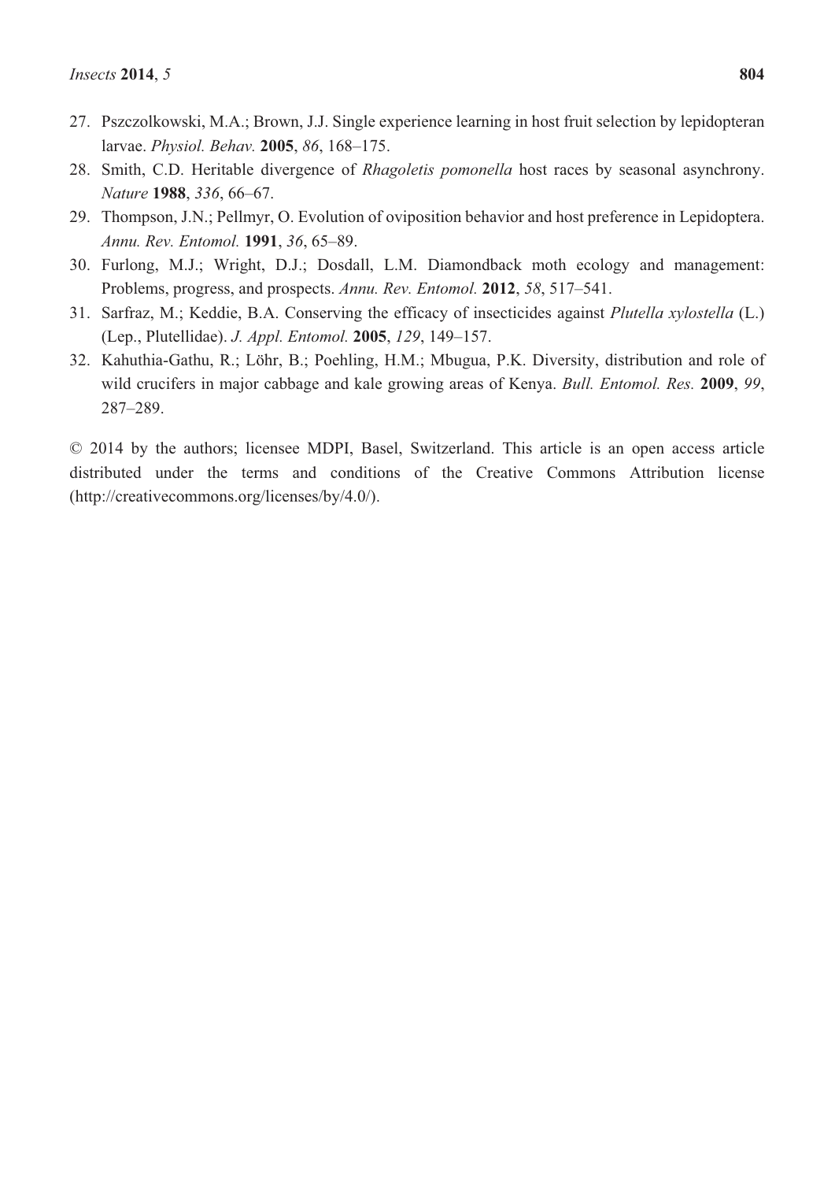27. Pszczolkowski, M.A.; Brown, J.J. Single experience learning in host fruit selection by lepidopteran larvae. *Physiol. Behav.* **2005**, *86*, 168–175.
28. Smith, C.D. Heritable divergence of *Rhagoletis pomonella* host races by seasonal asynchrony. *Nature* **1988**, *336*, 66–67.
29. Thompson, J.N.; Pellmyr, O. Evolution of oviposition behavior and host preference in Lepidoptera. *Annu. Rev. Entomol.* **1991**, *36*, 65–89.
30. Furlong, M.J.; Wright, D.J.; Dosdall, L.M. Diamondback moth ecology and management: Problems, progress, and prospects. *Annu. Rev. Entomol.* **2012**, *58*, 517–541.
31. Sarfraz, M.; Keddie, B.A. Conserving the efficacy of insecticides against *Plutella xylostella* (L.) (Lep., Plutellidae). *J. Appl. Entomol.* **2005**, *129*, 149–157.
32. Kahuthia-Gathu, R.; Löhr, B.; Poehling, H.M.; Mbugua, P.K. Diversity, distribution and role of wild crucifers in major cabbage and kale growing areas of Kenya. *Bull. Entomol. Res.* **2009**, *99*, 287–289.

© 2014 by the authors; licensee MDPI, Basel, Switzerland. This article is an open access article distributed under the terms and conditions of the Creative Commons Attribution license (http://creativecommons.org/licenses/by/4.0/).